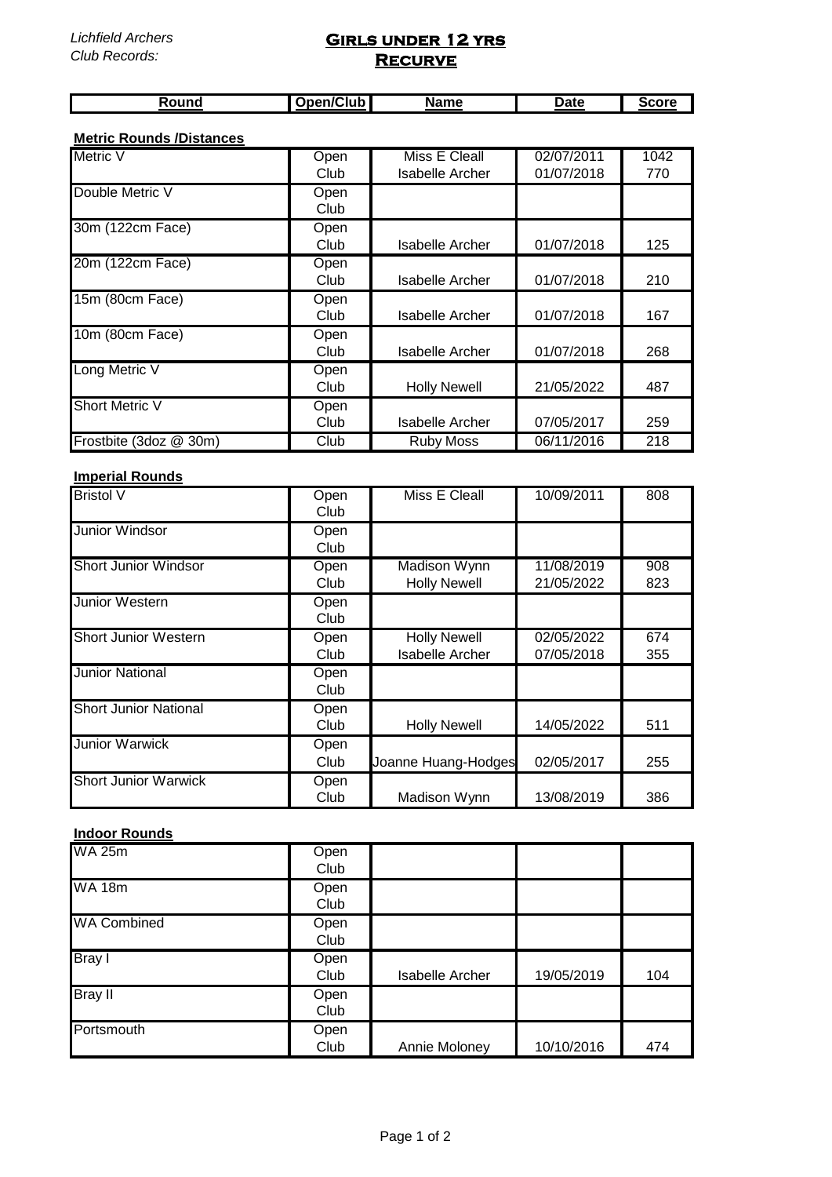*Lichfield Archers*
*Club Records:*

# Girls under 12 yrs
## Recurve

| Round | Open/Club | Name | Date | Score |
|---|---|---|---|---|
| **Metric Rounds /Distances** | | | | |
| Metric V | Open | Miss E Cleall | 02/07/2011 | 1042 |
| | Club | Isabelle Archer | 01/07/2018 | 770 |
| Double Metric V | Open | | | |
| | Club | | | |
| 30m (122cm Face) | Open | | | |
| | Club | Isabelle Archer | 01/07/2018 | 125 |
| 20m (122cm Face) | Open | | | |
| | Club | Isabelle Archer | 01/07/2018 | 210 |
| 15m (80cm Face) | Open | | | |
| | Club | Isabelle Archer | 01/07/2018 | 167 |
| 10m (80cm Face) | Open | | | |
| | Club | Isabelle Archer | 01/07/2018 | 268 |
| Long Metric V | Open | | | |
| | Club | Holly Newell | 21/05/2022 | 487 |
| Short Metric V | Open | | | |
| | Club | Isabelle Archer | 07/05/2017 | 259 |
| Frostbite (3doz @ 30m) | Club | Ruby Moss | 06/11/2016 | 218 |
| **Imperial Rounds** | | | | |
| Bristol V | Open | Miss E Cleall | 10/09/2011 | 808 |
| | Club | | | |
| Junior Windsor | Open | | | |
| | Club | | | |
| Short Junior Windsor | Open | Madison Wynn | 11/08/2019 | 908 |
| | Club | Holly Newell | 21/05/2022 | 823 |
| Junior Western | Open | | | |
| | Club | | | |
| Short Junior Western | Open | Holly Newell | 02/05/2022 | 674 |
| | Club | Isabelle Archer | 07/05/2018 | 355 |
| Junior National | Open | | | |
| | Club | | | |
| Short Junior National | Open | | | |
| | Club | Holly Newell | 14/05/2022 | 511 |
| Junior Warwick | Open | | | |
| | Club | Joanne Huang-Hodges | 02/05/2017 | 255 |
| Short Junior Warwick | Open | | | |
| | Club | Madison Wynn | 13/08/2019 | 386 |
| **Indoor Rounds** | | | | |
| WA 25m | Open | | | |
| | Club | | | |
| WA 18m | Open | | | |
| | Club | | | |
| WA Combined | Open | | | |
| | Club | | | |
| Bray I | Open | | | |
| | Club | Isabelle Archer | 19/05/2019 | 104 |
| Bray II | Open | | | |
| | Club | | | |
| Portsmouth | Open | | | |
| | Club | Annie Moloney | 10/10/2016 | 474 |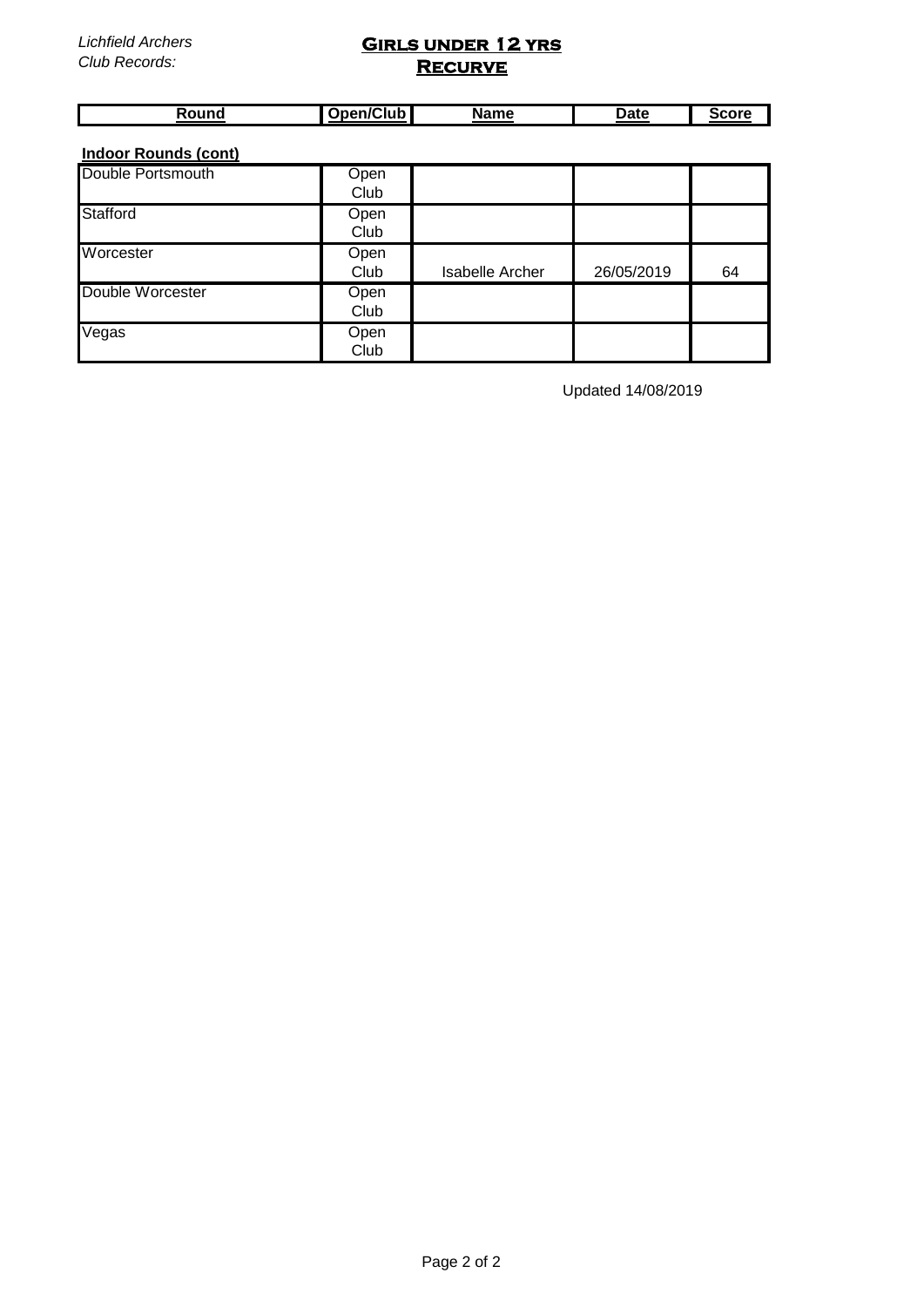*Lichfield Archers*
*Club Records:*

## Girls under 12 yrs
## Recurve

| Round | Open/Club | Name | Date | Score |
|---|---|---|---|---|
| **Indoor Rounds (cont)** | | | | |
| Double Portsmouth | Open | | | |
| | Club | | | |
| Stafford | Open | | | |
| | Club | | | |
| Worcester | Open | | | |
| | Club | Isabelle Archer | 26/05/2019 | 64 |
| Double Worcester | Open | | | |
| | Club | | | |
| Vegas | Open | | | |
| | Club | | | |

Updated 14/08/2019